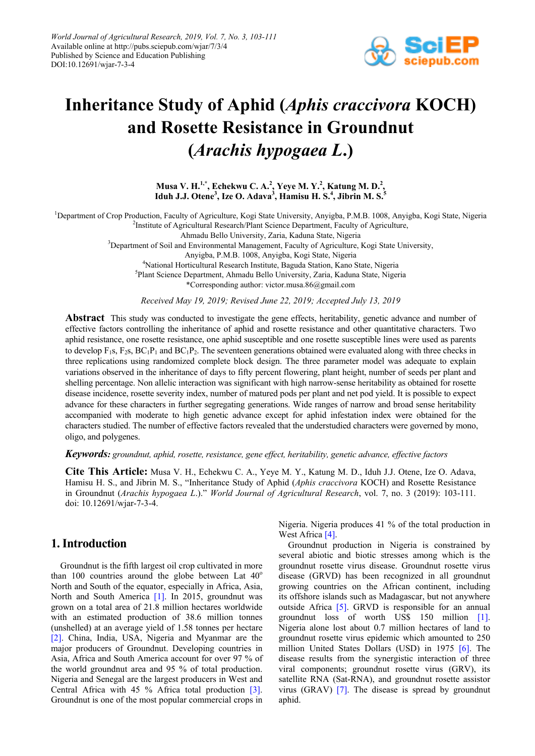# Inheritance Study of Aphid (*Aphis craccivora* KOCH) and Rosette Resistance in Groundnut (*Arachis hypogaea L.*)

**Musa V. H.[1,*], Echekwu C. A.[2], Yeye M. Y.[2], Katung M. D.[2], Iduh J.J. Otene[3], Ize O. Adava[3], Hamisu H. S.[4], Jibrin M. S.[5]**

[1]Department of Crop Production, Faculty of Agriculture, Kogi State University, Anyigba, P.M.B. 1008, Anyigba, Kogi State, Nigeria
[2]Institute of Agricultural Research/Plant Science Department, Faculty of Agriculture, Ahmadu Bello University, Zaria, Kaduna State, Nigeria
[3]Department of Soil and Environmental Management, Faculty of Agriculture, Kogi State University, Anyigba, P.M.B. 1008, Anyigba, Kogi State, Nigeria
[4]National Horticultural Research Institute, Baguda Station, Kano State, Nigeria
[5]Plant Science Department, Ahmadu Bello University, Zaria, Kaduna State, Nigeria
*Corresponding author: victor.musa.86@gmail.com

*Received May 19, 2019; Revised June 22, 2019; Accepted July 13, 2019*

**Abstract** This study was conducted to investigate the gene effects, heritability, genetic advance and number of effective factors controlling the inheritance of aphid and rosette resistance and other quantitative characters. Two aphid resistance, one rosette resistance, one aphid susceptible and one rosette susceptible lines were used as parents to develop $F_1$s, $F_2$s, $BC_1P_1$ and $BC_1P_2$. The seventeen generations obtained were evaluated along with three checks in three replications using randomized complete block design. The three parameter model was adequate to explain variations observed in the inheritance of days to fifty percent flowering, plant height, number of seeds per plant and shelling percentage. Non allelic interaction was significant with high narrow-sense heritability as obtained for rosette disease incidence, rosette severity index, number of matured pods per plant and net pod yield. It is possible to expect advance for these characters in further segregating generations. Wide ranges of narrow and broad sense heritability accompanied with moderate to high genetic advance except for aphid infestation index were obtained for the characters studied. The number of effective factors revealed that the understudied characters were governed by mono, oligo, and polygenes.

***Keywords:*** *groundnut, aphid, rosette, resistance, gene effect, heritability, genetic advance, effective factors*

**Cite This Article:** Musa V. H., Echekwu C. A., Yeye M. Y., Katung M. D., Iduh J.J. Otene, Ize O. Adava, Hamisu H. S., and Jibrin M. S., "Inheritance Study of Aphid (*Aphis craccivora* KOCH) and Rosette Resistance in Groundnut (*Arachis hypogaea L.*)." *World Journal of Agricultural Research*, vol. 7, no. 3 (2019): 103-111. doi: 10.12691/wjar-7-3-4.

## 1. Introduction

Groundnut is the fifth largest oil crop cultivated in more than 100 countries around the globe between Lat 40° North and South of the equator, especially in Africa, Asia, North and South America [1]. In 2015, groundnut was grown on a total area of 21.8 million hectares worldwide with an estimated production of 38.6 million tonnes (unshelled) at an average yield of 1.58 tonnes per hectare [2]. China, India, USA, Nigeria and Myanmar are the major producers of Groundnut. Developing countries in Asia, Africa and South America account for over 97 % of the world groundnut area and 95 % of total production. Nigeria and Senegal are the largest producers in West and Central Africa with 45 % Africa total production [3]. Groundnut is one of the most popular commercial crops in Nigeria. Nigeria produces 41 % of the total production in West Africa [4].

Groundnut production in Nigeria is constrained by several abiotic and biotic stresses among which is the groundnut rosette virus disease. Groundnut rosette virus disease (GRVD) has been recognized in all groundnut growing countries on the African continent, including its offshore islands such as Madagascar, but not anywhere outside Africa [5]. GRVD is responsible for an annual groundnut loss of worth US$ 150 million [1]. Nigeria alone lost about 0.7 million hectares of land to groundnut rosette virus epidemic which amounted to 250 million United States Dollars (USD) in 1975 [6]. The disease results from the synergistic interaction of three viral components; groundnut rosette virus (GRV), its satellite RNA (Sat-RNA), and groundnut rosette assistor virus (GRAV) [7]. The disease is spread by groundnut aphid.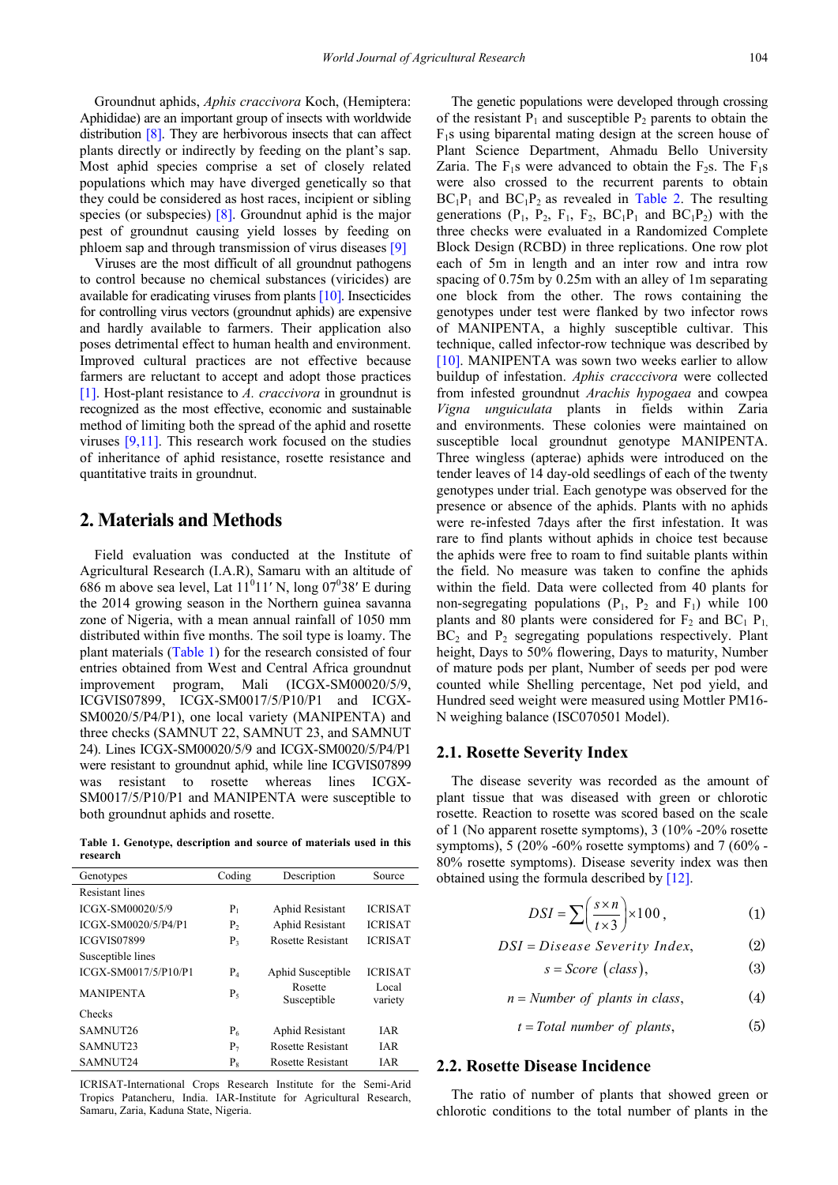Groundnut aphids, *Aphis craccivora* Koch, (Hemiptera: Aphididae) are an important group of insects with worldwide distribution [8]. They are herbivorous insects that can affect plants directly or indirectly by feeding on the plant's sap. Most aphid species comprise a set of closely related populations which may have diverged genetically so that they could be considered as host races, incipient or sibling species (or subspecies) [8]. Groundnut aphid is the major pest of groundnut causing yield losses by feeding on phloem sap and through transmission of virus diseases [9]

Viruses are the most difficult of all groundnut pathogens to control because no chemical substances (viricides) are available for eradicating viruses from plants [10]. Insecticides for controlling virus vectors (groundnut aphids) are expensive and hardly available to farmers. Their application also poses detrimental effect to human health and environment. Improved cultural practices are not effective because farmers are reluctant to accept and adopt those practices [1]. Host-plant resistance to *A. craccivora* in groundnut is recognized as the most effective, economic and sustainable method of limiting both the spread of the aphid and rosette viruses [9,11]. This research work focused on the studies of inheritance of aphid resistance, rosette resistance and quantitative traits in groundnut.

## 2. Materials and Methods

Field evaluation was conducted at the Institute of Agricultural Research (I.A.R), Samaru with an altitude of 686 m above sea level, Lat $11^0 11'$ N, long $07^0 38'$ E during the 2014 growing season in the Northern guinea savanna zone of Nigeria, with a mean annual rainfall of 1050 mm distributed within five months. The soil type is loamy. The plant materials (Table 1) for the research consisted of four entries obtained from West and Central Africa groundnut improvement program, Mali (ICGX-SM00020/5/9, ICGVIS07899, ICGX-SM0017/5/P10/P1 and ICGX-SM0020/5/P4/P1), one local variety (MANIPENTA) and three checks (SAMNUT 22, SAMNUT 23, and SAMNUT 24). Lines ICGX-SM00020/5/9 and ICGX-SM0020/5/P4/P1 were resistant to groundnut aphid, while line ICGVIS07899 was resistant to rosette whereas lines ICGX-SM0017/5/P10/P1 and MANIPENTA were susceptible to both groundnut aphids and rosette.

**Table 1. Genotype, description and source of materials used in this research**

| Genotypes | Coding | Description | Source |
|---|---|---|---|
| Resistant lines | | | |
| ICGX-SM00020/5/9 | $P_1$ | Aphid Resistant | ICRISAT |
| ICGX-SM0020/5/P4/P1 | $P_2$ | Aphid Resistant | ICRISAT |
| ICGVIS07899 | $P_3$ | Rosette Resistant | ICRISAT |
| Susceptible lines | | | |
| ICGX-SM0017/5/P10/P1 | $P_4$ | Aphid Susceptible | ICRISAT |
| MANIPENTA | $P_5$ | Rosette Susceptible | Local variety |
| Checks | | | |
| SAMNUT26 | $P_6$ | Aphid Resistant | IAR |
| SAMNUT23 | $P_7$ | Rosette Resistant | IAR |
| SAMNUT24 | $P_8$ | Rosette Resistant | IAR |

ICRISAT-International Crops Research Institute for the Semi-Arid Tropics Patancheru, India. IAR-Institute for Agricultural Research, Samaru, Zaria, Kaduna State, Nigeria.

The genetic populations were developed through crossing of the resistant $P_1$ and susceptible $P_2$ parents to obtain the $F_1$s using biparental mating design at the screen house of Plant Science Department, Ahmadu Bello University Zaria. The $F_1$s were advanced to obtain the $F_2$s. The $F_1$s were also crossed to the recurrent parents to obtain $BC_1P_1$ and $BC_1P_2$ as revealed in Table 2. The resulting generations ($P_1$, $P_2$, $F_1$, $F_2$, $BC_1P_1$ and $BC_1P_2$) with the three checks were evaluated in a Randomized Complete Block Design (RCBD) in three replications. One row plot each of 5m in length and an inter row and intra row spacing of 0.75m by 0.25m with an alley of 1m separating one block from the other. The rows containing the genotypes under test were flanked by two infector rows of MANIPENTA, a highly susceptible cultivar. This technique, called infector-row technique was described by [10]. MANIPENTA was sown two weeks earlier to allow buildup of infestation. *Aphis cracccivora* were collected from infested groundnut *Arachis hypogaea* and cowpea *Vigna unguiculata* plants in fields within Zaria and environments. These colonies were maintained on susceptible local groundnut genotype MANIPENTA. Three wingless (apterae) aphids were introduced on the tender leaves of 14 day-old seedlings of each of the twenty genotypes under trial. Each genotype was observed for the presence or absence of the aphids. Plants with no aphids were re-infested 7days after the first infestation. It was rare to find plants without aphids in choice test because the aphids were free to roam to find suitable plants within the field. No measure was taken to confine the aphids within the field. Data were collected from 40 plants for non-segregating populations ($P_1$, $P_2$ and $F_1$) while 100 plants and 80 plants were considered for $F_2$ and $BC_1$ $P_1$, $BC_2$ and $P_2$ segregating populations respectively. Plant height, Days to 50% flowering, Days to maturity, Number of mature pods per plant, Number of seeds per pod were counted while Shelling percentage, Net pod yield, and Hundred seed weight were measured using Mottler PM16-N weighing balance (ISC070501 Model).

### 2.1. Rosette Severity Index

The disease severity was recorded as the amount of plant tissue that was diseased with green or chlorotic rosette. Reaction to rosette was scored based on the scale of 1 (No apparent rosette symptoms), 3 (10% -20% rosette symptoms), 5 (20% -60% rosette symptoms) and 7 (60% - 80% rosette symptoms). Disease severity index was then obtained using the formula described by [12].

$$DSI = \sum \left( \frac{s \times n}{t \times 3} \right) \times 100, \tag{1}$$

$$DSI = Disease\ Severity\ Index, \tag{2}$$

$$s = Score\ (class), \tag{3}$$

$$n = Number\ of\ plants\ in\ class, \tag{4}$$

$$t = Total\ number\ of\ plants, \tag{5}$$

### 2.2. Rosette Disease Incidence

The ratio of number of plants that showed green or chlorotic conditions to the total number of plants in the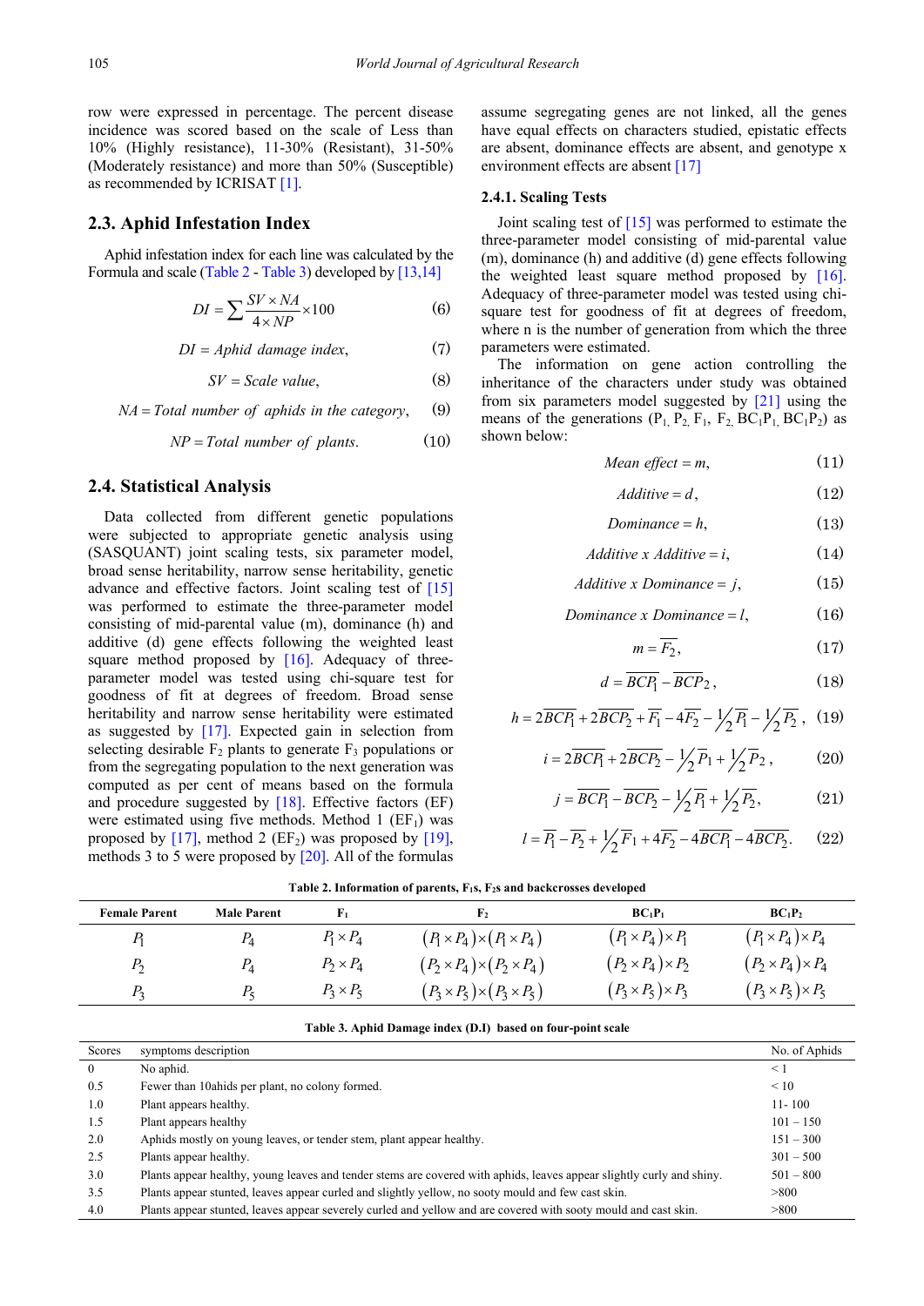row were expressed in percentage. The percent disease incidence was scored based on the scale of Less than 10% (Highly resistance), 11-30% (Resistant), 31-50% (Moderately resistance) and more than 50% (Susceptible) as recommended by ICRISAT [1].

## 2.3. Aphid Infestation Index

Aphid infestation index for each line was calculated by the Formula and scale (Table 2 - Table 3) developed by [13,14]

$$DI = \sum \frac{SV \times NA}{4 \times NP} \times 100 \quad (6)$$

$$DI = Aphid\ damage\ index, \quad (7)$$

$$SV = Scale\ value, \quad (8)$$

$$NA = Total\ number\ of\ aphids\ in\ the\ category, \quad (9)$$

$$NP = Total\ number\ of\ plants. \quad (10)$$

## 2.4. Statistical Analysis

Data collected from different genetic populations were subjected to appropriate genetic analysis using (SASQUANT) joint scaling tests, six parameter model, broad sense heritability, narrow sense heritability, genetic advance and effective factors. Joint scaling test of [15] was performed to estimate the three-parameter model consisting of mid-parental value (m), dominance (h) and additive (d) gene effects following the weighted least square method proposed by [16]. Adequacy of three-parameter model was tested using chi-square test for goodness of fit at degrees of freedom. Broad sense heritability and narrow sense heritability were estimated as suggested by [17]. Expected gain in selection from selecting desirable $F_2$ plants to generate $F_3$ populations or from the segregating population to the next generation was computed as per cent of means based on the formula and procedure suggested by [18]. Effective factors (EF) were estimated using five methods. Method 1 ($EF_1$) was proposed by [17], method 2 ($EF_2$) was proposed by [19], methods 3 to 5 were proposed by [20]. All of the formulas assume segregating genes are not linked, all the genes have equal effects on characters studied, epistatic effects are absent, dominance effects are absent, and genotype x environment effects are absent [17]

### 2.4.1. Scaling Tests

Joint scaling test of [15] was performed to estimate the three-parameter model consisting of mid-parental value (m), dominance (h) and additive (d) gene effects following the weighted least square method proposed by [16]. Adequacy of three-parameter model was tested using chi-square test for goodness of fit at degrees of freedom, where n is the number of generation from which the three parameters were estimated.

The information on gene action controlling the inheritance of the characters under study was obtained from six parameters model suggested by [21] using the means of the generations ($P_1$, $P_2$, $F_1$, $F_2$, $BC_1P_1$, $BC_1P_2$) as shown below:

$$Mean\ effect = m, \quad (11)$$

$$Additive = d, \quad (12)$$

$$Dominance = h, \quad (13)$$

$$Additive\ x\ Additive = i, \quad (14)$$

$$Additive\ x\ Dominance = j, \quad (15)$$

$$Dominance\ x\ Dominance = l, \quad (16)$$

$$m = \overline{F_2}, \quad (17)$$

$$d = \overline{BCP_1} - \overline{BCP_2}, \quad (18)$$

$$h = 2\overline{BCP_1} + 2\overline{BCP_2} + \overline{F_1} - 4\overline{F_2} - \tfrac{1}{2}\overline{P_1} - \tfrac{1}{2}\overline{P_2}, \quad (19)$$

$$i = 2\overline{BCP_1} + 2\overline{BCP_2} - \tfrac{1}{2}\overline{P_1} + \tfrac{1}{2}\overline{P_2}, \quad (20)$$

$$j = \overline{BCP_1} - \overline{BCP_2} - \tfrac{1}{2}\overline{P_1} + \tfrac{1}{2}\overline{P_2}, \quad (21)$$

$$l = \overline{P_1} - \overline{P_2} + \tfrac{1}{2}\overline{F_1} + 4\overline{F_2} - 4\overline{BCP_1} - 4\overline{BCP_2}. \quad (22)$$

**Table 2. Information of parents, F₁s, F₂s and backcrosses developed**

| Female Parent | Male Parent | $F_1$ | $F_2$ | $BC_1P_1$ | $BC_1P_2$ |
|---|---|---|---|---|---|
| $P_1$ | $P_4$ | $P_1 \times P_4$ | $(P_1 \times P_4)\times(P_1 \times P_4)$ | $(P_1 \times P_4)\times P_1$ | $(P_1 \times P_4)\times P_4$ |
| $P_2$ | $P_4$ | $P_2 \times P_4$ | $(P_2 \times P_4)\times(P_2 \times P_4)$ | $(P_2 \times P_4)\times P_2$ | $(P_2 \times P_4)\times P_4$ |
| $P_3$ | $P_5$ | $P_3 \times P_5$ | $(P_3 \times P_5)\times(P_3 \times P_5)$ | $(P_3 \times P_5)\times P_3$ | $(P_3 \times P_5)\times P_5$ |

**Table 3. Aphid Damage index (D.I) based on four-point scale**

| Scores | symptoms description | No. of Aphids |
|---|---|---|
| 0 | No aphid. | < 1 |
| 0.5 | Fewer than 10ahids per plant, no colony formed. | < 10 |
| 1.0 | Plant appears healthy. | 11- 100 |
| 1.5 | Plant appears healthy | 101 – 150 |
| 2.0 | Aphids mostly on young leaves, or tender stem, plant appear healthy. | 151 – 300 |
| 2.5 | Plants appear healthy. | 301 – 500 |
| 3.0 | Plants appear healthy, young leaves and tender stems are covered with aphids, leaves appear slightly curly and shiny. | 501 – 800 |
| 3.5 | Plants appear stunted, leaves appear curled and slightly yellow, no sooty mould and few cast skin. | >800 |
| 4.0 | Plants appear stunted, leaves appear severely curled and yellow and are covered with sooty mould and cast skin. | >800 |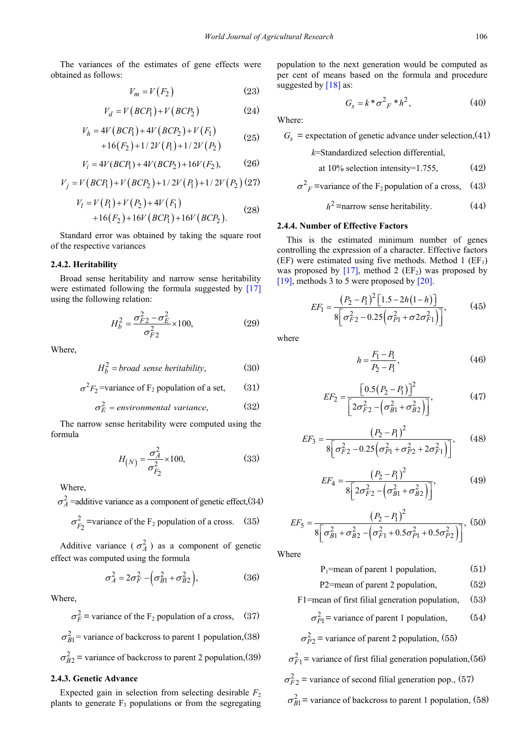The variances of the estimates of gene effects were obtained as follows:

$$V_m = V(F_2) \tag{23}$$

$$V_d = V(BCP_1) + V(BCP_2) \tag{24}$$

$$V_h = 4V(BCP_1) + 4V(BCP_2) + V(F_1) + 16(F_2) + 1/2V(P_1) + 1/2V(P_2) \tag{25}$$

$$V_i = 4V(BCP_1) + 4V(BCP_2) + 16V(F_2), \tag{26}$$

$$V_j = V(BCP_1) + V(BCP_2) + 1/2V(P_1) + 1/2V(P_2) \tag{27}$$

$$V_l = V(P_1) + V(P_2) + 4V(F_1) + 16(F_2) + 16V(BCP_1) + 16V(BCP_2). \tag{28}$$

Standard error was obtained by taking the square root of the respective variances

### 2.4.2. Heritability

Broad sense heritability and narrow sense heritability were estimated following the formula suggested by [17] using the following relation:

$$H_b^2 = \frac{\sigma_{F2}^2 - \sigma_E^2}{\sigma_{F2}^2} \times 100, \tag{29}$$

Where,

$$H_b^2 = broad\ sense\ heritability, \tag{30}$$

$$\sigma^2 F_2 = \text{variance of } F_2 \text{ population of a set,} \tag{31}$$

$$\sigma_E^2 = environmental\ variance, \tag{32}$$

The narrow sense heritability were computed using the formula

$$H_{(N)} = \frac{\sigma_A^2}{\sigma_{F_2}^2} \times 100, \tag{33}$$

Where,

$$\sigma_A^2 = \text{additive variance as a component of genetic effect,} \tag{34}$$

$$\sigma_{F_2}^2 = \text{variance of the } F_2 \text{ population of a cross.} \tag{35}$$

Additive variance ( $\sigma_A^2$ ) as a component of genetic effect was computed using the formula

$$\sigma_A^2 = 2\sigma_F^2 - \left(\sigma_{B1}^2 + \sigma_{B2}^2\right), \tag{36}$$

Where,

$$\sigma_F^2 = \text{variance of the } F_2 \text{ population of a cross,} \tag{37}$$

$$\sigma_{B1}^2 = \text{variance of backcross to parent 1 population,} \tag{38}$$

$$\sigma_{B2}^2 = \text{variance of backcross to parent 2 population,} \tag{39}$$

### 2.4.3. Genetic Advance

Expected gain in selection from selecting desirable $F_2$ plants to generate $F_3$ populations or from the segregating population to the next generation would be computed as per cent of means based on the formula and procedure suggested by [18] as:

$$G_s = k * \sigma^2{}_F * h^2, \tag{40}$$

Where:

$$G_s = \text{expectation of genetic advance under selection,} \tag{41}$$

$k$=Standardized selection differential,

$$\text{at 10\% selection intensity=1.755,} \tag{42}$$

$$\sigma^2{}_F = \text{variance of the } F_2 \text{ population of a cross,} \tag{43}$$

$$h^2 = \text{narrow sense heritability.} \tag{44}$$

### 2.4.4. Number of Effective Factors

This is the estimated minimum number of genes controlling the expression of a character. Effective factors (EF) were estimated using five methods. Method 1 ($EF_1$) was proposed by [17], method 2 ($EF_2$) was proposed by [19], methods 3 to 5 were proposed by [20].

$$EF_1 = \frac{(P_2 - P_1)^2 \left[1.5 - 2h(1-h)\right]}{8\left[\sigma_{F2}^2 - 0.25\left(\sigma_{P1}^2 + \sigma 2\sigma_{F1}^2\right)\right]}, \tag{45}$$

where

$$h = \frac{F_1 - P_1}{P_2 - P_1}, \tag{46}$$

$$EF_2 = \frac{\left[0.5(P_2 - P_1)\right]^2}{\left[2\sigma_{F2}^2 - \left(\sigma_{B1}^2 + \sigma_{B2}^2\right)\right]}, \tag{47}$$

$$EF_3 = \frac{(P_2 - P_1)^2}{8\left[\sigma_{F2}^2 - 0.25\left(\sigma_{P1}^2 + \sigma_{P2}^2 + 2\sigma_{F1}^2\right)\right]}, \tag{48}$$

$$EF_4 = \frac{(P_2 - P_1)^2}{8\left[2\sigma_{F2}^2 - \left(\sigma_{B1}^2 + \sigma_{B2}^2\right)\right]}, \tag{49}$$

$$EF_5 = \frac{(P_2 - P_1)^2}{8\left[\sigma_{B1}^2 + \sigma_{B2}^2 - \left(\sigma_{F1}^2 + 0.5\sigma_{P1}^2 + 0.5\sigma_{P2}^2\right)\right]}, \tag{50}$$

Where

$$P_1 = \text{mean of parent 1 population,} \tag{51}$$

$$P2 = \text{mean of parent 2 population,} \tag{52}$$

$$F1 = \text{mean of first filial generation population,} \tag{53}$$

$$\sigma_{P1}^2 = \text{variance of parent 1 population,} \tag{54}$$

$$\sigma_{P2}^2 = \text{variance of parent 2 population,} \tag{55}$$

$$\sigma_{F1}^2 = \text{variance of first filial generation population,} \tag{56}$$

$$\sigma_{F2}^2 = \text{variance of second filial generation pop.,} \tag{57}$$

$$\sigma_{B1}^2 = \text{variance of backcross to parent 1 population,} \tag{58}$$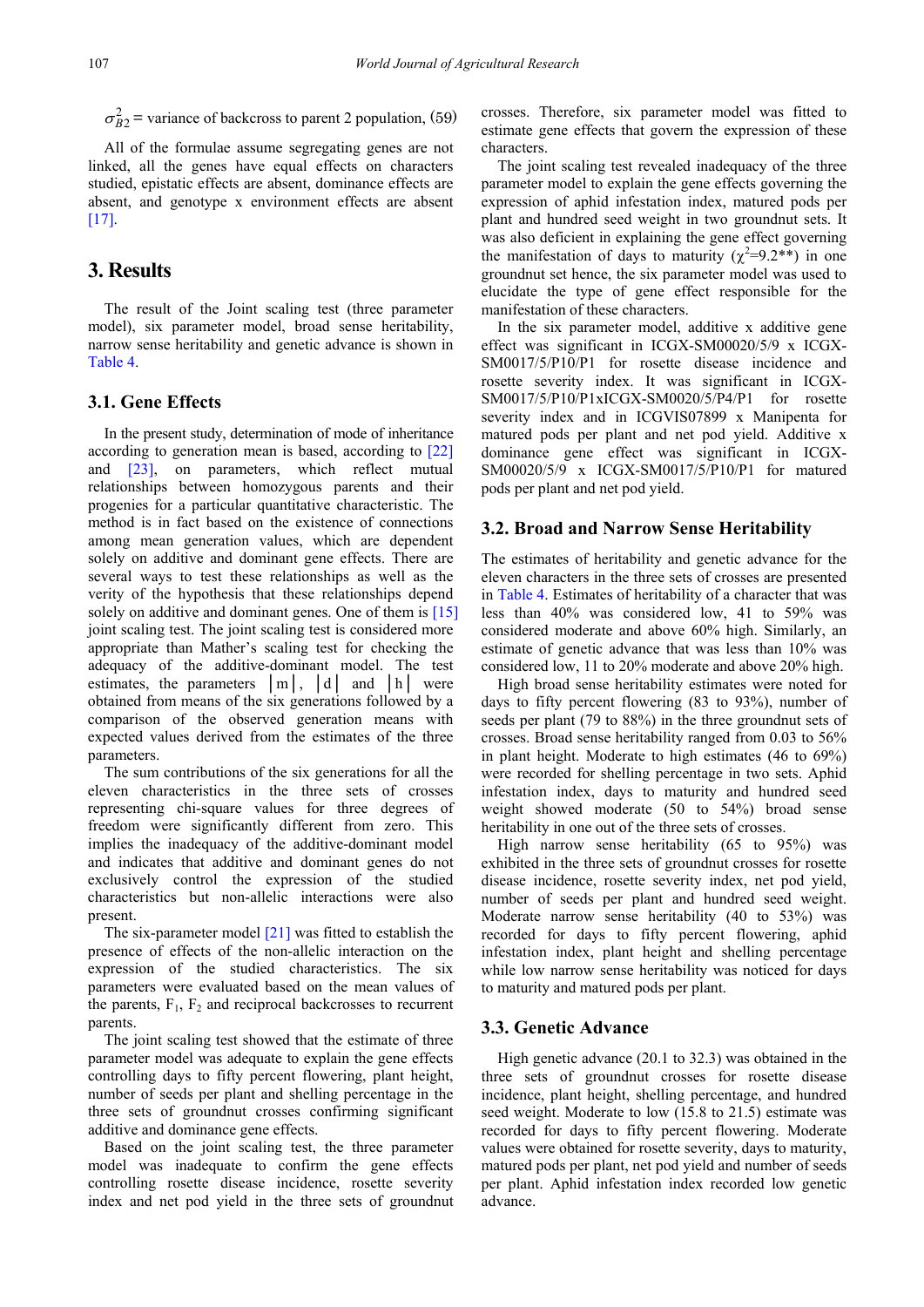$\sigma^2_{B2}$ = variance of backcross to parent 2 population, (59)

All of the formulae assume segregating genes are not linked, all the genes have equal effects on characters studied, epistatic effects are absent, dominance effects are absent, and genotype x environment effects are absent [17].

# 3. Results

The result of the Joint scaling test (three parameter model), six parameter model, broad sense heritability, narrow sense heritability and genetic advance is shown in Table 4.

## 3.1. Gene Effects

In the present study, determination of mode of inheritance according to generation mean is based, according to [22] and [23], on parameters, which reflect mutual relationships between homozygous parents and their progenies for a particular quantitative characteristic. The method is in fact based on the existence of connections among mean generation values, which are dependent solely on additive and dominant gene effects. There are several ways to test these relationships as well as the verity of the hypothesis that these relationships depend solely on additive and dominant genes. One of them is [15] joint scaling test. The joint scaling test is considered more appropriate than Mather's scaling test for checking the adequacy of the additive-dominant model. The test estimates, the parameters $|m|$, $|d|$ and $|h|$ were obtained from means of the six generations followed by a comparison of the observed generation means with expected values derived from the estimates of the three parameters.

The sum contributions of the six generations for all the eleven characteristics in the three sets of crosses representing chi-square values for three degrees of freedom were significantly different from zero. This implies the inadequacy of the additive-dominant model and indicates that additive and dominant genes do not exclusively control the expression of the studied characteristics but non-allelic interactions were also present.

The six-parameter model [21] was fitted to establish the presence of effects of the non-allelic interaction on the expression of the studied characteristics. The six parameters were evaluated based on the mean values of the parents, $F_1$, $F_2$ and reciprocal backcrosses to recurrent parents.

The joint scaling test showed that the estimate of three parameter model was adequate to explain the gene effects controlling days to fifty percent flowering, plant height, number of seeds per plant and shelling percentage in the three sets of groundnut crosses confirming significant additive and dominance gene effects.

Based on the joint scaling test, the three parameter model was inadequate to confirm the gene effects controlling rosette disease incidence, rosette severity index and net pod yield in the three sets of groundnut crosses. Therefore, six parameter model was fitted to estimate gene effects that govern the expression of these characters.

The joint scaling test revealed inadequacy of the three parameter model to explain the gene effects governing the expression of aphid infestation index, matured pods per plant and hundred seed weight in two groundnut sets. It was also deficient in explaining the gene effect governing the manifestation of days to maturity ($\chi^2$=9.2**) in one groundnut set hence, the six parameter model was used to elucidate the type of gene effect responsible for the manifestation of these characters.

In the six parameter model, additive x additive gene effect was significant in ICGX-SM00020/5/9 x ICGX-SM0017/5/P10/P1 for rosette disease incidence and rosette severity index. It was significant in ICGX-SM0017/5/P10/P1xICGX-SM0020/5/P4/P1 for rosette severity index and in ICGVIS07899 x Manipenta for matured pods per plant and net pod yield. Additive x dominance gene effect was significant in ICGX-SM00020/5/9 x ICGX-SM0017/5/P10/P1 for matured pods per plant and net pod yield.

## 3.2. Broad and Narrow Sense Heritability

The estimates of heritability and genetic advance for the eleven characters in the three sets of crosses are presented in Table 4. Estimates of heritability of a character that was less than 40% was considered low, 41 to 59% was considered moderate and above 60% high. Similarly, an estimate of genetic advance that was less than 10% was considered low, 11 to 20% moderate and above 20% high.

High broad sense heritability estimates were noted for days to fifty percent flowering (83 to 93%), number of seeds per plant (79 to 88%) in the three groundnut sets of crosses. Broad sense heritability ranged from 0.03 to 56% in plant height. Moderate to high estimates (46 to 69%) were recorded for shelling percentage in two sets. Aphid infestation index, days to maturity and hundred seed weight showed moderate (50 to 54%) broad sense heritability in one out of the three sets of crosses.

High narrow sense heritability (65 to 95%) was exhibited in the three sets of groundnut crosses for rosette disease incidence, rosette severity index, net pod yield, number of seeds per plant and hundred seed weight. Moderate narrow sense heritability (40 to 53%) was recorded for days to fifty percent flowering, aphid infestation index, plant height and shelling percentage while low narrow sense heritability was noticed for days to maturity and matured pods per plant.

## 3.3. Genetic Advance

High genetic advance (20.1 to 32.3) was obtained in the three sets of groundnut crosses for rosette disease incidence, plant height, shelling percentage, and hundred seed weight. Moderate to low (15.8 to 21.5) estimate was recorded for days to fifty percent flowering. Moderate values were obtained for rosette severity, days to maturity, matured pods per plant, net pod yield and number of seeds per plant. Aphid infestation index recorded low genetic advance.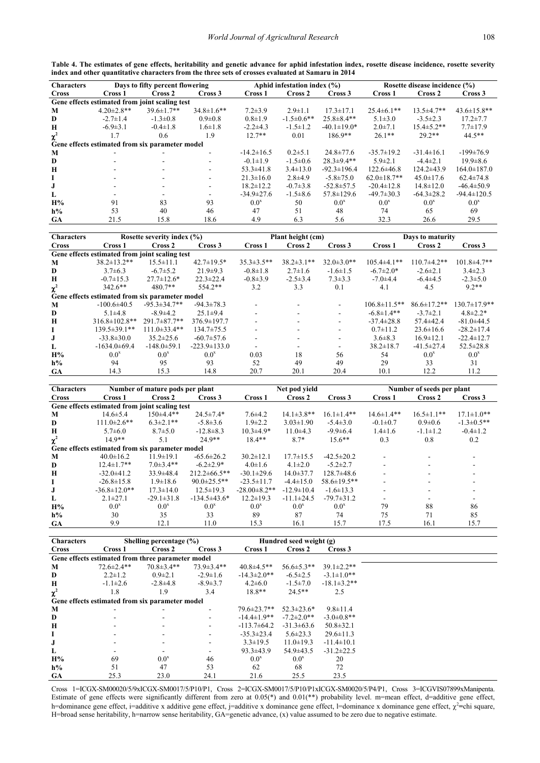**Table 4. The estimates of gene effects, heritability and genetic advance for aphid infestation index, rosette disease incidence, rosette severity index and other quantitative characters from the three sets of crosses evaluated at Samaru in 2014**

| Characters | Days to fifty percent flowering | | | Aphid infestation index (%) | | | Rosette disease incidence (%) | | |
|---|---|---|---|---|---|---|---|---|---|
| Cross | Cross 1 | Cross 2 | Cross 3 | Cross 1 | Cross 2 | Cross 3 | Cross 1 | Cross 2 | Cross 3 |
| **Gene effects estimated from joint scaling test** | | | | | | | | | |
| **M** | 4.20±2.8** | 39.6±1.7** | 34.8±1.6** | 7.2±3.9 | 2.9±1.1 | 17.3±17.1 | 25.4±6.1** | 13.5±4.7** | 43.6±15.8** |
| **D** | -2.7±1.4 | -1.3±0.8 | 0.9±0.8 | 0.8±1.9 | -1.5±0.6** | 25.8±8.4** | 5.1±3.0 | -3.5±2.3 | 17.2±7.7 |
| **H** | -6.9±3.1 | -0.4±1.8 | 1.6±1.8 | -2.2±4.3 | -1.5±1.2 | -40.1±19.0* | 2.0±7.1 | 15.4±5.2** | 7.7±17.9 |
| **$\chi^2$** | 1.7 | 0.6 | 1.9 | 12.7** | 0.01 | 186.9** | 26.1** | 29.2** | 44.5** |
| **Gene effects estimated from six parameter model** | | | | | | | | | |
| **M** | - | - | - | -14.2±16.5 | 0.2±5.1 | 24.8±77.6 | -35.7±19.2 | -31.4±16.1 | -199±76.9 |
| **D** | - | - | - | -0.1±1.9 | -1.5±0.6* | 28.3±9.4** | 5.9±2.1 | -4.4±2.1 | 19.9±8.6 |
| **H** | - | - | - | 53.3±41.8 | 3.4±13.0 | -92.3±196.4 | 122.6±46.8 | 124.2±43.9 | 164.0±187.0 |
| **I** | - | - | - | 21.3±16.0 | 2.8±4.9 | -5.8±75.0 | 62.0±18.7** | 45.0±17.6 | 62.4±74.8 |
| **J** | - | - | - | 18.2±12.2 | -0.7±3.8 | -52.8±57.5 | -20.4±12.8 | 14.8±12.0 | -46.4±50.9 |
| **L** | - | - | - | -34.9±27.6 | -1.5±8.6 | 57.8±129.6 | -49.7±30.3 | -64.3±28.2 | -94.4±120.5 |
| **H%** | 91 | 83 | 93 | $0.0^x$ | 50 | $0.0^x$ | $0.0^x$ | $0.0^x$ | $0.0^x$ |
| **h%** | 53 | 40 | 46 | 47 | 51 | 48 | 74 | 65 | 69 |
| **GA** | 21.5 | 15.8 | 18.6 | 4.9 | 6.3 | 5.6 | 32.3 | 26.6 | 29.5 |

| Characters | Rosette severity index (%) | | | Plant height (cm) | | | Days to maturity | | |
|---|---|---|---|---|---|---|---|---|---|
| Cross | Cross 1 | Cross 2 | Cross 3 | Cross 1 | Cross 2 | Cross 3 | Cross 1 | Cross 2 | Cross 3 |
| **Gene effects estimated from joint scaling test** | | | | | | | | | |
| **M** | 38.2±13.2** | 15.5±11.1 | 42.7±19.5* | 35.3±3.5** | 38.2±3.1** | 32.0±3.0** | 105.4±4.1** | 110.7±4.2** | 101.8±4.7** |
| **D** | 3.7±6.3 | -6.7±5.2 | 21.9±9.3 | -0.8±1.8 | 2.7±1.6 | -1.6±1.5 | -6.7±2.0* | -2.6±2.1 | 3.4±2.3 |
| **H** | -0.7±15.3 | 27.7±12.6* | 22.3±22.4 | -0.8±3.9 | -2.5±3.4 | 7.3±3.3 | -7.0±4.4 | -6.4±4.5 | -2.3±5.0 |
| **$\chi^2$** | 342.6** | 480.7** | 554.2** | 3.2 | 3.3 | 0.1 | 4.1 | 4.5 | 9.2** |
| **Gene effects estimated from six parameter model** | | | | | | | | | |
| **M** | -100.6±40.5 | -95.3±34.7** | -94.3±78.3 | - | - | - | 106.8±11.5** | 86.6±17.2** | 130.7±17.9** |
| **D** | 5.1±4.8 | -8.9±4.2 | 25.1±9.4 | - | - | - | -6.8±1.4** | -3.7±2.1 | 4.8±2.2* |
| **H** | 316.8±102.8** | 291.7±87.7** | 376.9±197.7 | - | - | - | -37.4±28.8 | 57.4±42.4 | -81.0±44.5 |
| **I** | 139.5±39.1** | 111.0±33.4** | 134.7±75.5 | - | - | - | 0.7±11.2 | 23.6±16.6 | -28.2±17.4 |
| **J** | -33.8±30.0 | 35.2±25.6 | -60.7±57.6 | - | - | - | 3.6±8.3 | 16.9±12.1 | -22.4±12.7 |
| **L** | -1634.0±69.4 | -148.0±59.1 | -223.9±133.0 | - | - | - | 38.2±18.7 | -41.5±27.4 | 52.5±28.8 |
| **H%** | $0.0^x$ | $0.0^x$ | $0.0^x$ | 0.03 | 18 | 56 | 54 | $0.0^x$ | $0.0^x$ |
| **h%** | 94 | 95 | 93 | 52 | 49 | 49 | 29 | 33 | 31 |
| **GA** | 14.3 | 15.3 | 14.8 | 20.7 | 20.1 | 20.4 | 10.1 | 12.2 | 11.2 |

| Characters | Number of mature pods per plant | | | Net pod yield | | | Number of seeds per plant | | |
|---|---|---|---|---|---|---|---|---|---|
| Cross | Cross 1 | Cross 2 | Cross 3 | Cross 1 | Cross 2 | Cross 3 | Cross 1 | Cross 2 | Cross 3 |
| **Gene effects estimated from joint scaling test** | | | | | | | | | |
| **M** | 14.6±5.4 | 150±4.4** | 24.5±7.4* | 7.6±4.2 | 14.1±3.8** | 16.1±1.4** | 14.6±1.4** | 16.5±1.1** | 17.1±1.0** |
| **D** | 111.0±2.6** | 6.3±2.1** | -5.8±3.6 | 1.9±2.2 | 3.03±1.90 | -5.4±3.0 | -0.1±0.7 | 0.9±0.6 | -1.3±0.5** |
| **H** | 5.7±6.0 | 8.7±5.0 | -12.8±8.3 | 10.3±4.9* | 11.0±4.3 | -9.9±6.4 | 1.4±1.6 | -1.1±1.2 | -0.4±1.2 |
| **$\chi^2$** | 14.9** | 5.1 | 24.9** | 18.4** | 8.7* | 15.6** | 0.3 | 0.8 | 0.2 |
| **Gene effects estimated from six parameter model** | | | | | | | | | |
| **M** | 40.0±16.2 | 11.9±19.1 | -65.6±26.2 | 30.2±12.1 | 17.7±15.5 | -42.5±20.2 | - | - | - |
| **D** | 12.4±1.7** | 7.0±3.4** | -6.2±2.9* | 4.0±1.6 | 4.1±2.0 | -5.2±2.7 | - | - | - |
| **H** | -32.0±41.2 | 33.9±48.4 | 212.2±66.5** | -30.1±29.6 | 14.0±37.7 | 128.7±48.6 | - | - | - |
| **I** | -26.8±15.8 | 1.9±18.6 | 90.0±25.5** | -23.5±11.7 | -4.4±15.0 | 58.6±19.5** | - | - | - |
| **J** | -36.8±12.0** | 17.3±14.0 | 12.5±19.3 | -28.00±8.2** | -12.9±10.4 | -1.6±13.3 | - | - | - |
| **L** | 2.1±27.1 | -29.1±31.8 | -134.5±43.6* | 12.2±19.3 | -11.1±24.5 | -79.7±31.2 | - | - | - |
| **H%** | $0.0^x$ | $0.0^x$ | $0.0^x$ | $0.0^x$ | $0.0^x$ | $0.0^x$ | 79 | 88 | 86 |
| **h%** | 30 | 35 | 33 | 89 | 87 | 74 | 75 | 71 | 85 |
| **GA** | 9.9 | 12.1 | 11.0 | 15.3 | 16.1 | 15.7 | 17.5 | 16.1 | 15.7 |

| Characters | Shelling percentage (%) | | | Hundred seed weight (g) | | |
|---|---|---|---|---|---|---|
| Cross | Cross 1 | Cross 2 | Cross 3 | Cross 1 | Cross 2 | Cross 3 |
| **Gene effects estimated from three parameter model** | | | | | | |
| **M** | 72.6±2.4** | 70.8±3.4** | 73.9±3.4** | 40.8±4.5** | 56.6±5.3** | 39.1±2.2** |
| **D** | 2.2±1.2 | 0.9±2.1 | -2.9±1.6 | -14.3±2.0** | -6.5±2.5 | -3.1±1.0** |
| **H** | -1.1±2.6 | -2.8±4.8 | -8.9±3.7 | 4.2±6.0 | -1.5±7.0 | -18.1±3.2** |
| **$\chi^2$** | 1.8 | 1.9 | 3.4 | 18.8** | 24.5** | 2.5 |
| **Gene effects estimated from six parameter model** | | | | | | |
| **M** | - | - | - | 79.6±23.7** | 52.3±23.6* | 9.8±11.4 |
| **D** | - | - | - | -14.4±1.9** | -7.2±2.0** | -3.0±0.8** |
| **H** | - | - | - | -113.7±64.2 | -31.3±63.6 | 50.8±32.1 |
| **I** | - | - | - | -35.3±23.4 | 5.6±23.3 | 29.6±11.3 |
| **J** | - | - | - | 3.3±19.5 | 11.0±19.3 | -11.4±10.1 |
| **L** | - | - | - | 93.3±43.9 | 54.9±43.5 | -31.2±22.5 |
| **H%** | 69 | $0.0^x$ | 46 | $0.0^x$ | $0.0^x$ | 20 |
| **h%** | 51 | 47 | 53 | 62 | 68 | 72 |
| **GA** | 25.3 | 23.0 | 24.1 | 21.6 | 25.5 | 23.5 |

Cross 1=ICGX-SM00020/5/9xICGX-SM0017/5/P10/P1, Cross 2=ICGX-SM0017/5/P10/P1xICGX-SM0020/5/P4/P1, Cross 3=ICGVIS07899xManipenta. Estimate of gene effects were significantly different from zero at 0.05(*) and 0.01(**) probability level. m=mean effect, d=additive gene effect, h=dominance gene effect, i=additive x additive gene effect, j=additive x dominance gene effect, l=dominance x dominance gene effect, $\chi^2$=chi square, H=broad sense heritability, h=narrow sense heritability, GA=genetic advance, (x) value assumed to be zero due to negative estimate.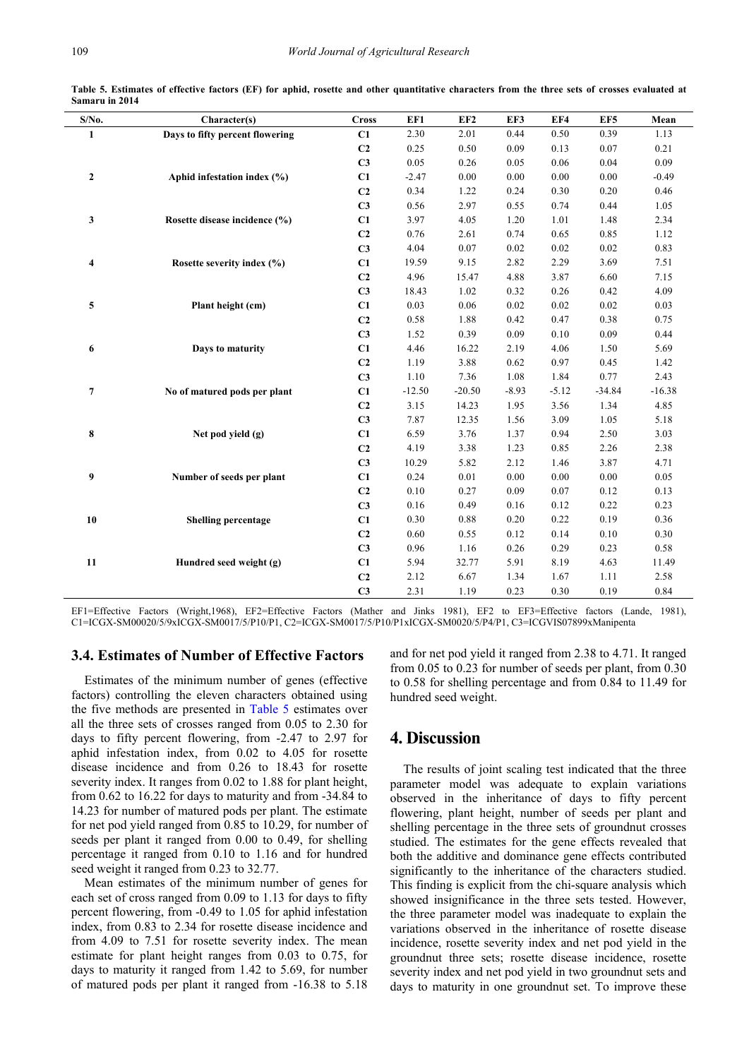**Table 5. Estimates of effective factors (EF) for aphid, rosette and other quantitative characters from the three sets of crosses evaluated at Samaru in 2014**

| S/No. | Character(s) | Cross | EF1 | EF2 | EF3 | EF4 | EF5 | Mean |
|---|---|---|---|---|---|---|---|---|
| 1 | Days to fifty percent flowering | C1 | 2.30 | 2.01 | 0.44 | 0.50 | 0.39 | 1.13 |
| | | C2 | 0.25 | 0.50 | 0.09 | 0.13 | 0.07 | 0.21 |
| | | C3 | 0.05 | 0.26 | 0.05 | 0.06 | 0.04 | 0.09 |
| 2 | Aphid infestation index (%) | C1 | -2.47 | 0.00 | 0.00 | 0.00 | 0.00 | -0.49 |
| | | C2 | 0.34 | 1.22 | 0.24 | 0.30 | 0.20 | 0.46 |
| | | C3 | 0.56 | 2.97 | 0.55 | 0.74 | 0.44 | 1.05 |
| 3 | Rosette disease incidence (%) | C1 | 3.97 | 4.05 | 1.20 | 1.01 | 1.48 | 2.34 |
| | | C2 | 0.76 | 2.61 | 0.74 | 0.65 | 0.85 | 1.12 |
| | | C3 | 4.04 | 0.07 | 0.02 | 0.02 | 0.02 | 0.83 |
| 4 | Rosette severity index (%) | C1 | 19.59 | 9.15 | 2.82 | 2.29 | 3.69 | 7.51 |
| | | C2 | 4.96 | 15.47 | 4.88 | 3.87 | 6.60 | 7.15 |
| | | C3 | 18.43 | 1.02 | 0.32 | 0.26 | 0.42 | 4.09 |
| 5 | Plant height (cm) | C1 | 0.03 | 0.06 | 0.02 | 0.02 | 0.02 | 0.03 |
| | | C2 | 0.58 | 1.88 | 0.42 | 0.47 | 0.38 | 0.75 |
| | | C3 | 1.52 | 0.39 | 0.09 | 0.10 | 0.09 | 0.44 |
| 6 | Days to maturity | C1 | 4.46 | 16.22 | 2.19 | 4.06 | 1.50 | 5.69 |
| | | C2 | 1.19 | 3.88 | 0.62 | 0.97 | 0.45 | 1.42 |
| | | C3 | 1.10 | 7.36 | 1.08 | 1.84 | 0.77 | 2.43 |
| 7 | No of matured pods per plant | C1 | -12.50 | -20.50 | -8.93 | -5.12 | -34.84 | -16.38 |
| | | C2 | 3.15 | 14.23 | 1.95 | 3.56 | 1.34 | 4.85 |
| | | C3 | 7.87 | 12.35 | 1.56 | 3.09 | 1.05 | 5.18 |
| 8 | Net pod yield (g) | C1 | 6.59 | 3.76 | 1.37 | 0.94 | 2.50 | 3.03 |
| | | C2 | 4.19 | 3.38 | 1.23 | 0.85 | 2.26 | 2.38 |
| | | C3 | 10.29 | 5.82 | 2.12 | 1.46 | 3.87 | 4.71 |
| 9 | Number of seeds per plant | C1 | 0.24 | 0.01 | 0.00 | 0.00 | 0.00 | 0.05 |
| | | C2 | 0.10 | 0.27 | 0.09 | 0.07 | 0.12 | 0.13 |
| | | C3 | 0.16 | 0.49 | 0.16 | 0.12 | 0.22 | 0.23 |
| 10 | Shelling percentage | C1 | 0.30 | 0.88 | 0.20 | 0.22 | 0.19 | 0.36 |
| | | C2 | 0.60 | 0.55 | 0.12 | 0.14 | 0.10 | 0.30 |
| | | C3 | 0.96 | 1.16 | 0.26 | 0.29 | 0.23 | 0.58 |
| 11 | Hundred seed weight (g) | C1 | 5.94 | 32.77 | 5.91 | 8.19 | 4.63 | 11.49 |
| | | C2 | 2.12 | 6.67 | 1.34 | 1.67 | 1.11 | 2.58 |
| | | C3 | 2.31 | 1.19 | 0.23 | 0.30 | 0.19 | 0.84 |

EF1=Effective Factors (Wright,1968), EF2=Effective Factors (Mather and Jinks 1981), EF2 to EF3=Effective factors (Lande, 1981), C1=ICGX-SM00020/5/9xICGX-SM0017/5/P10/P1, C2=ICGX-SM0017/5/P10/P1xICGX-SM0020/5/P4/P1, C3=ICGVIS07899xManipenta

### 3.4. Estimates of Number of Effective Factors

Estimates of the minimum number of genes (effective factors) controlling the eleven characters obtained using the five methods are presented in Table 5 estimates over all the three sets of crosses ranged from 0.05 to 2.30 for days to fifty percent flowering, from -2.47 to 2.97 for aphid infestation index, from 0.02 to 4.05 for rosette disease incidence and from 0.26 to 18.43 for rosette severity index. It ranges from 0.02 to 1.88 for plant height, from 0.62 to 16.22 for days to maturity and from -34.84 to 14.23 for number of matured pods per plant. The estimate for net pod yield ranged from 0.85 to 10.29, for number of seeds per plant it ranged from 0.00 to 0.49, for shelling percentage it ranged from 0.10 to 1.16 and for hundred seed weight it ranged from 0.23 to 32.77.

Mean estimates of the minimum number of genes for each set of cross ranged from 0.09 to 1.13 for days to fifty percent flowering, from -0.49 to 1.05 for aphid infestation index, from 0.83 to 2.34 for rosette disease incidence and from 4.09 to 7.51 for rosette severity index. The mean estimate for plant height ranges from 0.03 to 0.75, for days to maturity it ranged from 1.42 to 5.69, for number of matured pods per plant it ranged from -16.38 to 5.18 and for net pod yield it ranged from 2.38 to 4.71. It ranged from 0.05 to 0.23 for number of seeds per plant, from 0.30 to 0.58 for shelling percentage and from 0.84 to 11.49 for hundred seed weight.

## 4. Discussion

The results of joint scaling test indicated that the three parameter model was adequate to explain variations observed in the inheritance of days to fifty percent flowering, plant height, number of seeds per plant and shelling percentage in the three sets of groundnut crosses studied. The estimates for the gene effects revealed that both the additive and dominance gene effects contributed significantly to the inheritance of the characters studied. This finding is explicit from the chi-square analysis which showed insignificance in the three sets tested. However, the three parameter model was inadequate to explain the variations observed in the inheritance of rosette disease incidence, rosette severity index and net pod yield in the groundnut three sets; rosette disease incidence, rosette severity index and net pod yield in two groundnut sets and days to maturity in one groundnut set. To improve these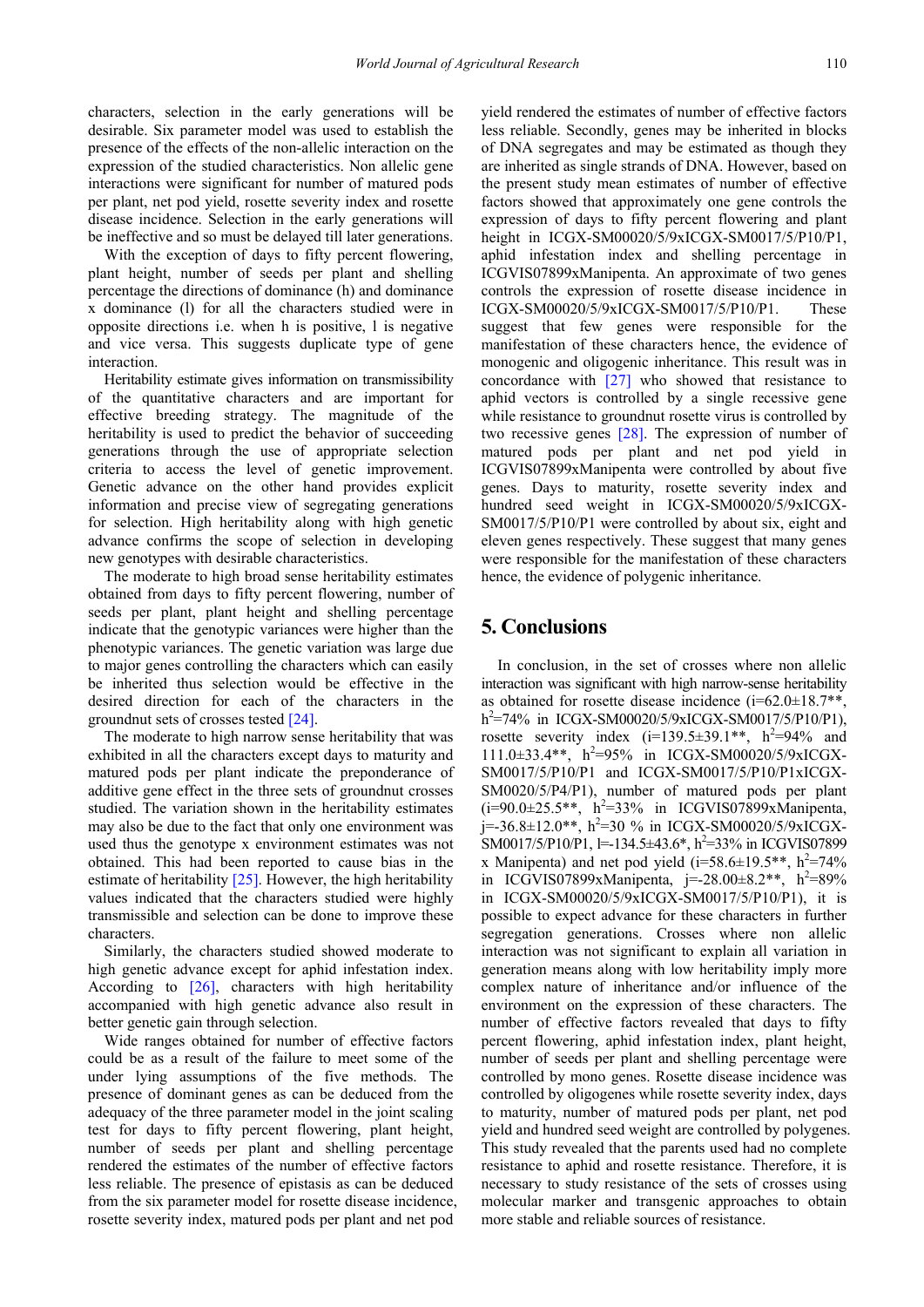characters, selection in the early generations will be desirable. Six parameter model was used to establish the presence of the effects of the non-allelic interaction on the expression of the studied characteristics. Non allelic gene interactions were significant for number of matured pods per plant, net pod yield, rosette severity index and rosette disease incidence. Selection in the early generations will be ineffective and so must be delayed till later generations.

With the exception of days to fifty percent flowering, plant height, number of seeds per plant and shelling percentage the directions of dominance (h) and dominance x dominance (l) for all the characters studied were in opposite directions i.e. when h is positive, l is negative and vice versa. This suggests duplicate type of gene interaction.

Heritability estimate gives information on transmissibility of the quantitative characters and are important for effective breeding strategy. The magnitude of the heritability is used to predict the behavior of succeeding generations through the use of appropriate selection criteria to access the level of genetic improvement. Genetic advance on the other hand provides explicit information and precise view of segregating generations for selection. High heritability along with high genetic advance confirms the scope of selection in developing new genotypes with desirable characteristics.

The moderate to high broad sense heritability estimates obtained from days to fifty percent flowering, number of seeds per plant, plant height and shelling percentage indicate that the genotypic variances were higher than the phenotypic variances. The genetic variation was large due to major genes controlling the characters which can easily be inherited thus selection would be effective in the desired direction for each of the characters in the groundnut sets of crosses tested [24].

The moderate to high narrow sense heritability that was exhibited in all the characters except days to maturity and matured pods per plant indicate the preponderance of additive gene effect in the three sets of groundnut crosses studied. The variation shown in the heritability estimates may also be due to the fact that only one environment was used thus the genotype x environment estimates was not obtained. This had been reported to cause bias in the estimate of heritability [25]. However, the high heritability values indicated that the characters studied were highly transmissible and selection can be done to improve these characters.

Similarly, the characters studied showed moderate to high genetic advance except for aphid infestation index. According to [26], characters with high heritability accompanied with high genetic advance also result in better genetic gain through selection.

Wide ranges obtained for number of effective factors could be as a result of the failure to meet some of the under lying assumptions of the five methods. The presence of dominant genes as can be deduced from the adequacy of the three parameter model in the joint scaling test for days to fifty percent flowering, plant height, number of seeds per plant and shelling percentage rendered the estimates of the number of effective factors less reliable. The presence of epistasis as can be deduced from the six parameter model for rosette disease incidence, rosette severity index, matured pods per plant and net pod yield rendered the estimates of number of effective factors less reliable. Secondly, genes may be inherited in blocks of DNA segregates and may be estimated as though they are inherited as single strands of DNA. However, based on the present study mean estimates of number of effective factors showed that approximately one gene controls the expression of days to fifty percent flowering and plant height in ICGX-SM00020/5/9xICGX-SM0017/5/P10/P1, aphid infestation index and shelling percentage in ICGVIS07899xManipenta. An approximate of two genes controls the expression of rosette disease incidence in ICGX-SM00020/5/9xICGX-SM0017/5/P10/P1. These suggest that few genes were responsible for the manifestation of these characters hence, the evidence of monogenic and oligogenic inheritance. This result was in concordance with [27] who showed that resistance to aphid vectors is controlled by a single recessive gene while resistance to groundnut rosette virus is controlled by two recessive genes [28]. The expression of number of matured pods per plant and net pod yield in ICGVIS07899xManipenta were controlled by about five genes. Days to maturity, rosette severity index and hundred seed weight in ICGX-SM00020/5/9xICGX-SM0017/5/P10/P1 were controlled by about six, eight and eleven genes respectively. These suggest that many genes were responsible for the manifestation of these characters hence, the evidence of polygenic inheritance.

## 5. Conclusions

In conclusion, in the set of crosses where non allelic interaction was significant with high narrow-sense heritability as obtained for rosette disease incidence (i=62.0±18.7**, $h^2$=74% in ICGX-SM00020/5/9xICGX-SM0017/5/P10/P1), rosette severity index (i=139.5±39.1**, $h^2$=94% and 111.0±33.4**, $h^2$=95% in ICGX-SM00020/5/9xICGX-SM0017/5/P10/P1 and ICGX-SM0017/5/P10/P1xICGX-SM0020/5/P4/P1), number of matured pods per plant (i=90.0±25.5**, $h^2$=33% in ICGVIS07899xManipenta, j=-36.8±12.0**, $h^2$=30 % in ICGX-SM00020/5/9xICGX-SM0017/5/P10/P1, l=-134.5±43.6*, $h^2$=33% in ICGVIS07899 x Manipenta) and net pod yield (i=58.6±19.5**, $h^2$=74% in ICGVIS07899xManipenta, j=-28.00±8.2**, $h^2$=89% in ICGX-SM00020/5/9xICGX-SM0017/5/P10/P1), it is possible to expect advance for these characters in further segregation generations. Crosses where non allelic interaction was not significant to explain all variation in generation means along with low heritability imply more complex nature of inheritance and/or influence of the environment on the expression of these characters. The number of effective factors revealed that days to fifty percent flowering, aphid infestation index, plant height, number of seeds per plant and shelling percentage were controlled by mono genes. Rosette disease incidence was controlled by oligogenes while rosette severity index, days to maturity, number of matured pods per plant, net pod yield and hundred seed weight are controlled by polygenes. This study revealed that the parents used had no complete resistance to aphid and rosette resistance. Therefore, it is necessary to study resistance of the sets of crosses using molecular marker and transgenic approaches to obtain more stable and reliable sources of resistance.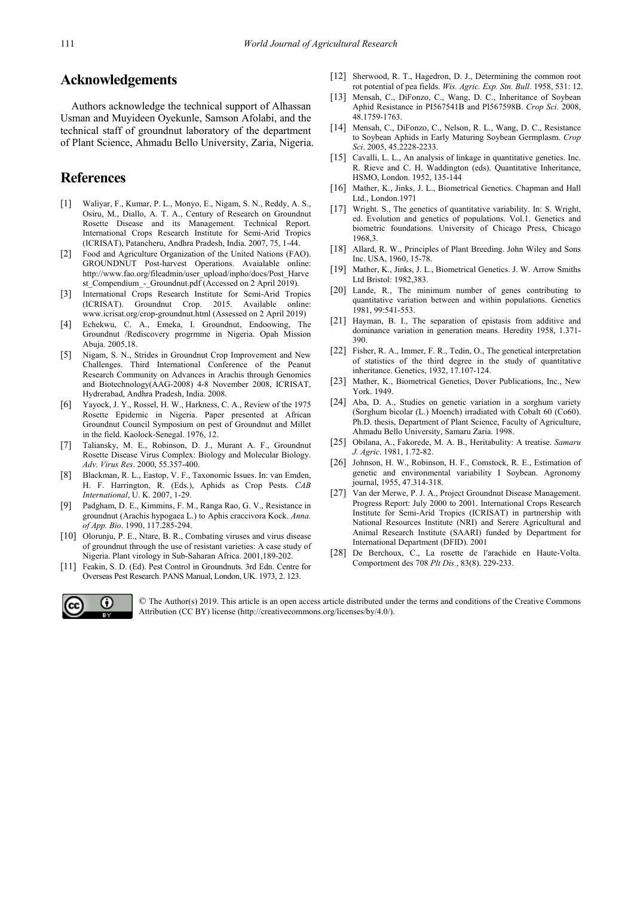## Acknowledgements

Authors acknowledge the technical support of Alhassan Usman and Muyideen Oyekunle, Samson Afolabi, and the technical staff of groundnut laboratory of the department of Plant Science, Ahmadu Bello University, Zaria, Nigeria.

## References

[1] Waliyar, F., Kumar, P. L., Monyo, E., Nigam, S. N., Reddy, A. S., Osiru, M., Diallo, A. T. A., Century of Research on Groundnut Rosette Disease and its Management. Technical Report. International Crops Research Institute for Semi-Arid Tropics (ICRISAT), Patancheru, Andhra Pradesh, India. 2007, 75, 1-44.

[2] Food and Agriculture Organization of the United Nations (FAO). GROUNDNUT Post-harvest Operations. Avaialable online: http://www.fao.org/fileadmin/user_upload/inpho/docs/Post_Harvest_Compendium_-_Groundnut.pdf (Accessed on 2 April 2019).

[3] International Crops Research Institute for Semi-Arid Tropics (ICRISAT). Groundnut Crop. 2015. Available online: www.icrisat.org/crop-groundnut.html (Assessed on 2 April 2019)

[4] Echekwu, C. A., Emeka, I. Groundnut, Endoowing, The Groundnut /Rediscovery progrmme in Nigeria. Opah Mission Abuja. 2005,18.

[5] Nigam, S. N., Strides in Groundnut Crop Improvement and New Challenges. Third International Conference of the Peanut Research Community on Advances in Arachis through Genomics and Biotechnology(AAG-2008) 4-8 November 2008, ICRISAT, Hydrerabad, Andhra Pradesh, India. 2008.

[6] Yayock, J. Y., Rossel, H. W., Harkness, C. A., Review of the 1975 Rosette Epidemic in Nigeria. Paper presented at African Groundnut Council Symposium on pest of Groundnut and Millet in the field. Kaolock-Senegal. 1976, 12.

[7] Taliansky, M. E., Robinson, D. J., Murant A. F., Groundnut Rosette Disease Virus Complex: Biology and Molecular Biology. *Adv. Virus Res*. 2000, 55.357-400.

[8] Blackman, R. L., Eastop, V. F., Taxonomic Issues. In: van Emden, H. F. Harrington, R. (Eds.), Aphids as Crop Pests. *CAB International*, U. K. 2007, 1-29.

[9] Padgham, D. E., Kimmins, F. M., Ranga Rao, G. V., Resistance in groundnut (Arachis hypogaea L.) to Aphis craccivora Kock. *Anna. of App. Bio*. 1990, 117.285-294.

[10] Olorunju, P. E., Ntare, B. R., Combating viruses and virus disease of groundnut through the use of resistant varieties: A case study of Nigeria. Plant virology in Sub-Saharan Africa. 2001,189-202.

[11] Feakin, S. D. (Ed). Pest Control in Groundnuts. 3rd Edn. Centre for Overseas Pest Research. PANS Manual, London, UK. 1973, 2. 123.

[12] Sherwood, R. T., Hagedron, D. J., Determining the common root rot potential of pea fields. *Wis. Agric. Exp. Stn. Bull*. 1958, 531: 12.

[13] Mensah, C., DiFonzo, C., Wang, D. C., Inheritance of Soybean Aphid Resistance in PI567541B and PI567598B. *Crop Sci*. 2008, 48.1759-1763.

[14] Mensah, C., DiFonzo, C., Nelson, R. L., Wang, D. C., Resistance to Soybean Aphids in Early Maturing Soybean Germplasm. *Crop Sci*. 2005, 45.2228-2233.

[15] Cavalli, L. L., An analysis of linkage in quantitative genetics. Inc. R. Rieve and C. H. Waddington (eds). Quantitative Inheritance, HSMO, London. 1952, 135-144

[16] Mather, K., Jinks, J. L., Biometrical Genetics. Chapman and Hall Ltd., London.1971

[17] Wright. S., The genetics of quantitative variability. In: S. Wright, ed. Evolution and genetics of populations. Vol.1. Genetics and biometric foundations. University of Chicago Press, Chicago 1968,3.

[18] Allard, R. W., Principles of Plant Breeding. John Wiley and Sons Inc. USA, 1960, 15-78.

[19] Mather, K., Jinks, J. L., Biometrical Genetics. J. W. Arrow Smiths Ltd Bristol: 1982,383.

[20] Lande, R., The minimum number of genes contributing to quantitative variation between and within populations. Genetics 1981, 99:541-553.

[21] Hayman, B. I., The separation of epistasis from additive and dominance variation in generation means. Heredity 1958, 1.371-390.

[22] Fisher, R. A., Immer, F. R., Tedin, O., The genetical interpretation of statistics of the third degree in the study of quantitative inheritance. Genetics, 1932, 17.107-124.

[23] Mather, K., Biometrical Genetics, Dover Publications, Inc., New York. 1949.

[24] Aba, D. A., Studies on genetic variation in a sorghum variety (Sorghum bicolar (L.) Moench) irradiated with Cobalt 60 (Co60). Ph.D. thesis, Department of Plant Science, Faculty of Agriculture, Ahmadu Bello University, Samaru Zaria. 1998.

[25] Obilana, A., Fakorede, M. A. B., Heritability: A treatise. *Samaru J. Agric*. 1981, 1.72-82.

[26] Johnson, H. W., Robinson, H. F., Comstock, R. E., Estimation of genetic and environmental variability I Soybean. Agronomy journal, 1955, 47.314-318.

[27] Van der Merwe, P. J. A., Project Groundnut Disease Management. Progress Report: July 2000 to 2001. International Crops Research Institute for Semi-Arid Tropics (ICRISAT) in partnership with National Resources Institute (NRI) and Serere Agricultural and Animal Research Institute (SAARI) funded by Department for International Department (DFID). 2001

[28] De Berchoux, C., La rosette de l'arachide en Haute-Volta. Comportment des 708 *Plt Dis.*, 83(8). 229-233.

© The Author(s) 2019. This article is an open access article distributed under the terms and conditions of the Creative Commons Attribution (CC BY) license (http://creativecommons.org/licenses/by/4.0/).